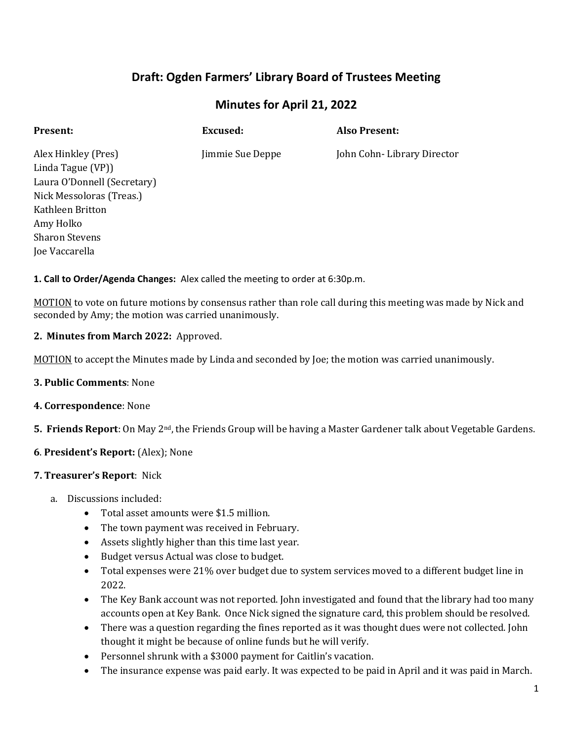# Draft: Ogden Farmers' Library Board of Trustees Meeting

## Minutes for April 21, 2022

| Present: | Excused: | Also Present: |
| --- | --- | --- |
| Alex Hinkley (Pres) | Jimmie Sue Deppe | John Cohn- Library Director |
| Linda Tague (VP)) | | |
| Laura O'Donnell (Secretary) | | |
| Nick Messoloras (Treas.) | | |
| Kathleen Britton | | |
| Amy Holko | | |
| Sharon Stevens | | |
| Joe Vaccarella | | |

**1. Call to Order/Agenda Changes:** Alex called the meeting to order at 6:30p.m.

MOTION to vote on future motions by consensus rather than role call during this meeting was made by Nick and seconded by Amy; the motion was carried unanimously.

**2. Minutes from March 2022:** Approved.

MOTION to accept the Minutes made by Linda and seconded by Joe; the motion was carried unanimously.

**3. Public Comments**: None

**4. Correspondence**: None

**5. Friends Report**: On May 2nd, the Friends Group will be having a Master Gardener talk about Vegetable Gardens.

**6**. **President's Report:** (Alex); None

**7. Treasurer's Report**: Nick

a. Discussions included:
   - Total asset amounts were $1.5 million.
   - The town payment was received in February.
   - Assets slightly higher than this time last year.
   - Budget versus Actual was close to budget.
   - Total expenses were 21% over budget due to system services moved to a different budget line in 2022.
   - The Key Bank account was not reported. John investigated and found that the library had too many accounts open at Key Bank. Once Nick signed the signature card, this problem should be resolved.
   - There was a question regarding the fines reported as it was thought dues were not collected. John thought it might be because of online funds but he will verify.
   - Personnel shrunk with a $3000 payment for Caitlin's vacation.
   - The insurance expense was paid early. It was expected to be paid in April and it was paid in March.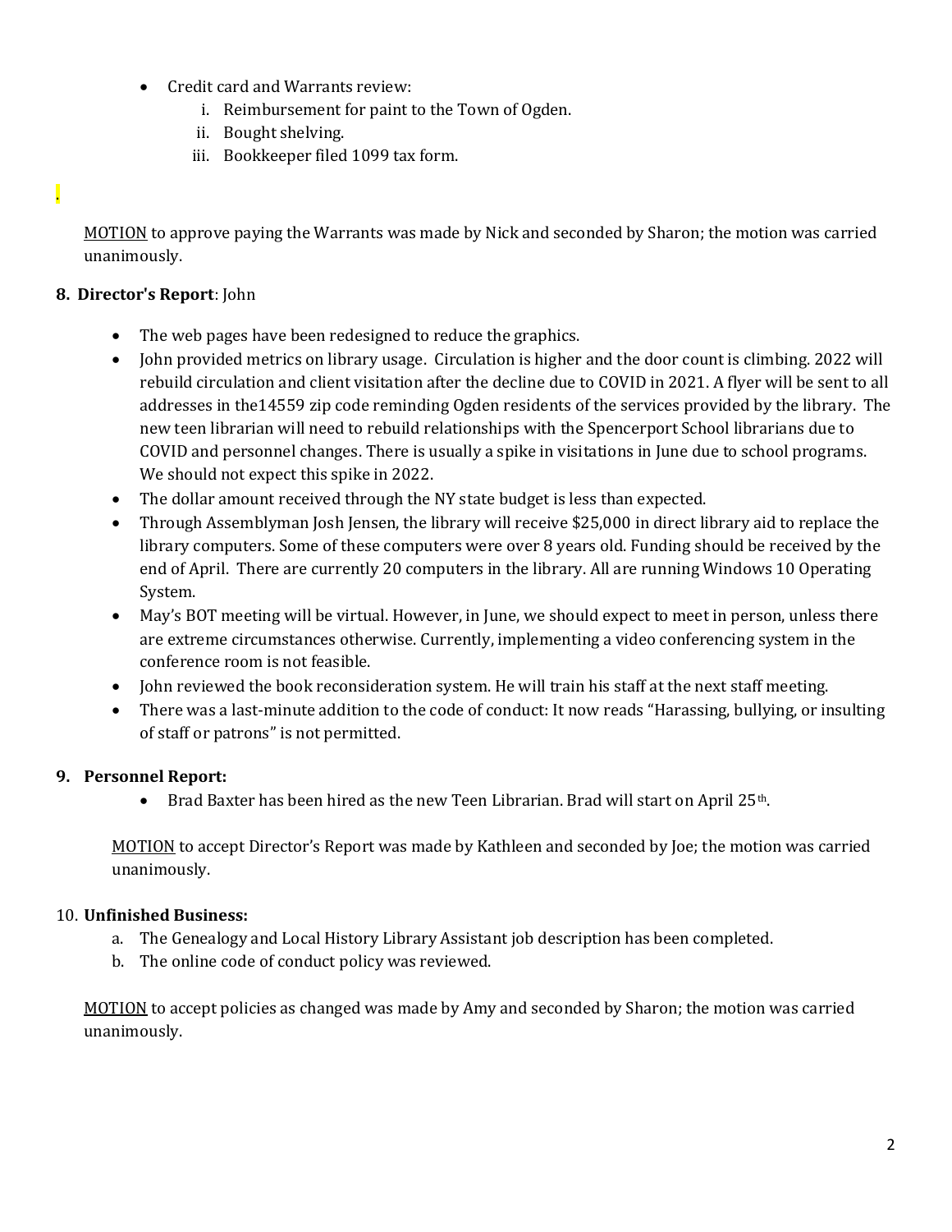- Credit card and Warrants review:
    - i. Reimbursement for paint to the Town of Ogden.
    - ii. Bought shelving.
    - iii. Bookkeeper filed 1099 tax form.

.

MOTION to approve paying the Warrants was made by Nick and seconded by Sharon; the motion was carried unanimously.

**8. Director's Report**: John

- The web pages have been redesigned to reduce the graphics.
- John provided metrics on library usage. Circulation is higher and the door count is climbing. 2022 will rebuild circulation and client visitation after the decline due to COVID in 2021. A flyer will be sent to all addresses in the14559 zip code reminding Ogden residents of the services provided by the library. The new teen librarian will need to rebuild relationships with the Spencerport School librarians due to COVID and personnel changes. There is usually a spike in visitations in June due to school programs. We should not expect this spike in 2022.
- The dollar amount received through the NY state budget is less than expected.
- Through Assemblyman Josh Jensen, the library will receive $25,000 in direct library aid to replace the library computers. Some of these computers were over 8 years old. Funding should be received by the end of April. There are currently 20 computers in the library. All are running Windows 10 Operating System.
- May's BOT meeting will be virtual. However, in June, we should expect to meet in person, unless there are extreme circumstances otherwise. Currently, implementing a video conferencing system in the conference room is not feasible.
- John reviewed the book reconsideration system. He will train his staff at the next staff meeting.
- There was a last-minute addition to the code of conduct: It now reads "Harassing, bullying, or insulting of staff or patrons" is not permitted.

**9. Personnel Report:**

- Brad Baxter has been hired as the new Teen Librarian. Brad will start on April 25th.

MOTION to accept Director's Report was made by Kathleen and seconded by Joe; the motion was carried unanimously.

10. **Unfinished Business:**

a. The Genealogy and Local History Library Assistant job description has been completed.
b. The online code of conduct policy was reviewed.

MOTION to accept policies as changed was made by Amy and seconded by Sharon; the motion was carried unanimously.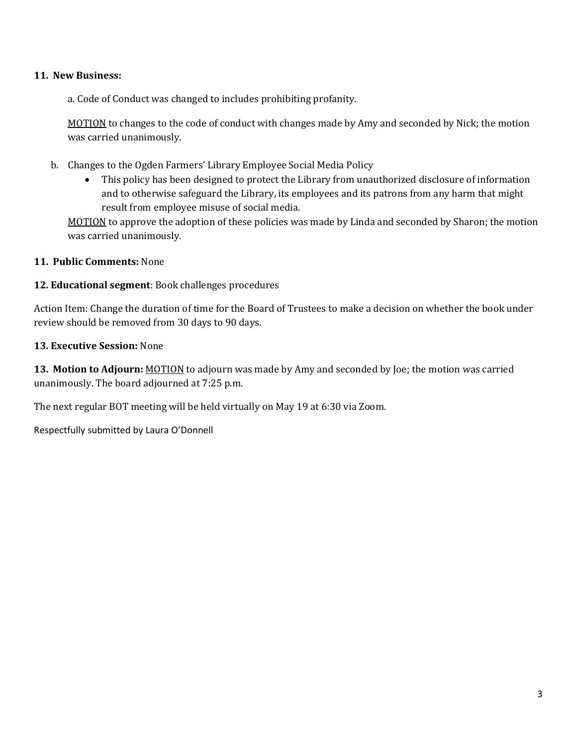**11. New Business:**

a. Code of Conduct was changed to includes prohibiting profanity.

MOTION to changes to the code of conduct with changes made by Amy and seconded by Nick; the motion was carried unanimously.

b. Changes to the Ogden Farmers' Library Employee Social Media Policy

- This policy has been designed to protect the Library from unauthorized disclosure of information and to otherwise safeguard the Library, its employees and its patrons from any harm that might result from employee misuse of social media.

MOTION to approve the adoption of these policies was made by Linda and seconded by Sharon; the motion was carried unanimously.

**11. Public Comments:** None

**12. Educational segment**: Book challenges procedures

Action Item: Change the duration of time for the Board of Trustees to make a decision on whether the book under review should be removed from 30 days to 90 days.

**13. Executive Session:** None

**13. Motion to Adjourn:** MOTION to adjourn was made by Amy and seconded by Joe; the motion was carried unanimously. The board adjourned at 7:25 p.m.

The next regular BOT meeting will be held virtually on May 19 at 6:30 via Zoom.

Respectfully submitted by Laura O'Donnell